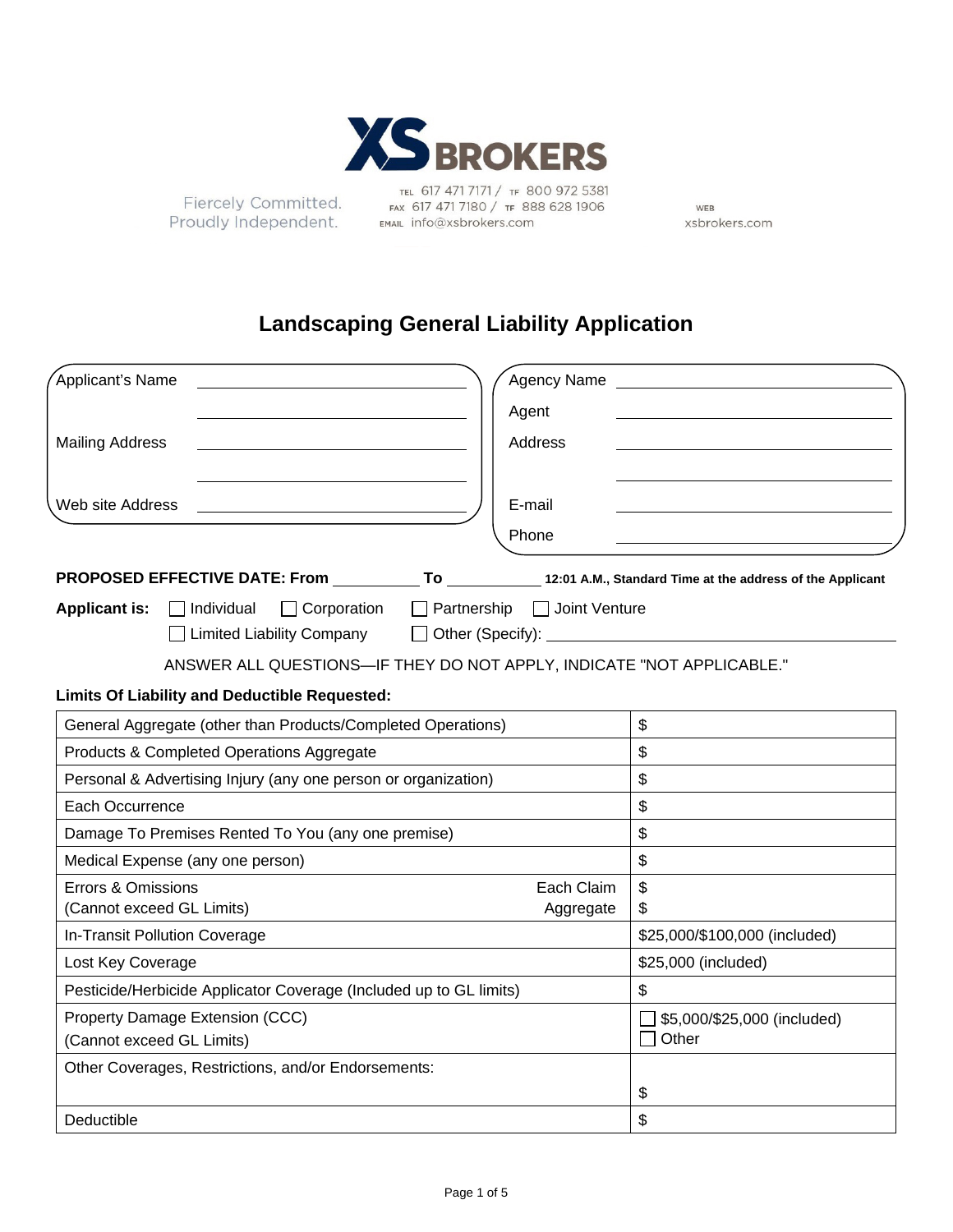XS BROKERS

Fiercely Committed.
Proudly Independent.

TEL 617 471 7171 / TF 800 972 5381
FAX 617 471 7180 / TF 888 628 1906
EMAIL info@xsbrokers.com

WEB
xsbrokers.com

# Landscaping General Liability Application

| | | | |
|---|---|---|---|
| Applicant's Name | ______________________ | Agency Name | ______________________ |
| | ______________________ | Agent | ______________________ |
| Mailing Address | ______________________ | Address | ______________________ |
| | ______________________ | | ______________________ |
| Web site Address | ______________________ | E-mail | ______________________ |
| | | Phone | ______________________ |

**PROPOSED EFFECTIVE DATE: From** __________ **To** __________ **12:01 A.M., Standard Time at the address of the Applicant**

**Applicant is:** ☐ Individual ☐ Corporation ☐ Partnership ☐ Joint Venture
☐ Limited Liability Company ☐ Other (Specify): ______________________

ANSWER ALL QUESTIONS—IF THEY DO NOT APPLY, INDICATE "NOT APPLICABLE."

**Limits Of Liability and Deductible Requested:**

| Coverage | | Limit |
|---|---|---|
| General Aggregate (other than Products/Completed Operations) | | $ |
| Products & Completed Operations Aggregate | | $ |
| Personal & Advertising Injury (any one person or organization) | | $ |
| Each Occurrence | | $ |
| Damage To Premises Rented To You (any one premise) | | $ |
| Medical Expense (any one person) | | $ |
| Errors & Omissions (Cannot exceed GL Limits) | Each Claim<br>Aggregate | $<br>$ |
| In-Transit Pollution Coverage | | $25,000/$100,000 (included) |
| Lost Key Coverage | | $25,000 (included) |
| Pesticide/Herbicide Applicator Coverage (Included up to GL limits) | | $ |
| Property Damage Extension (CCC) (Cannot exceed GL Limits) | | ☐ $5,000/$25,000 (included)<br>☐ Other |
| Other Coverages, Restrictions, and/or Endorsements: | | $ |
| Deductible | | $ |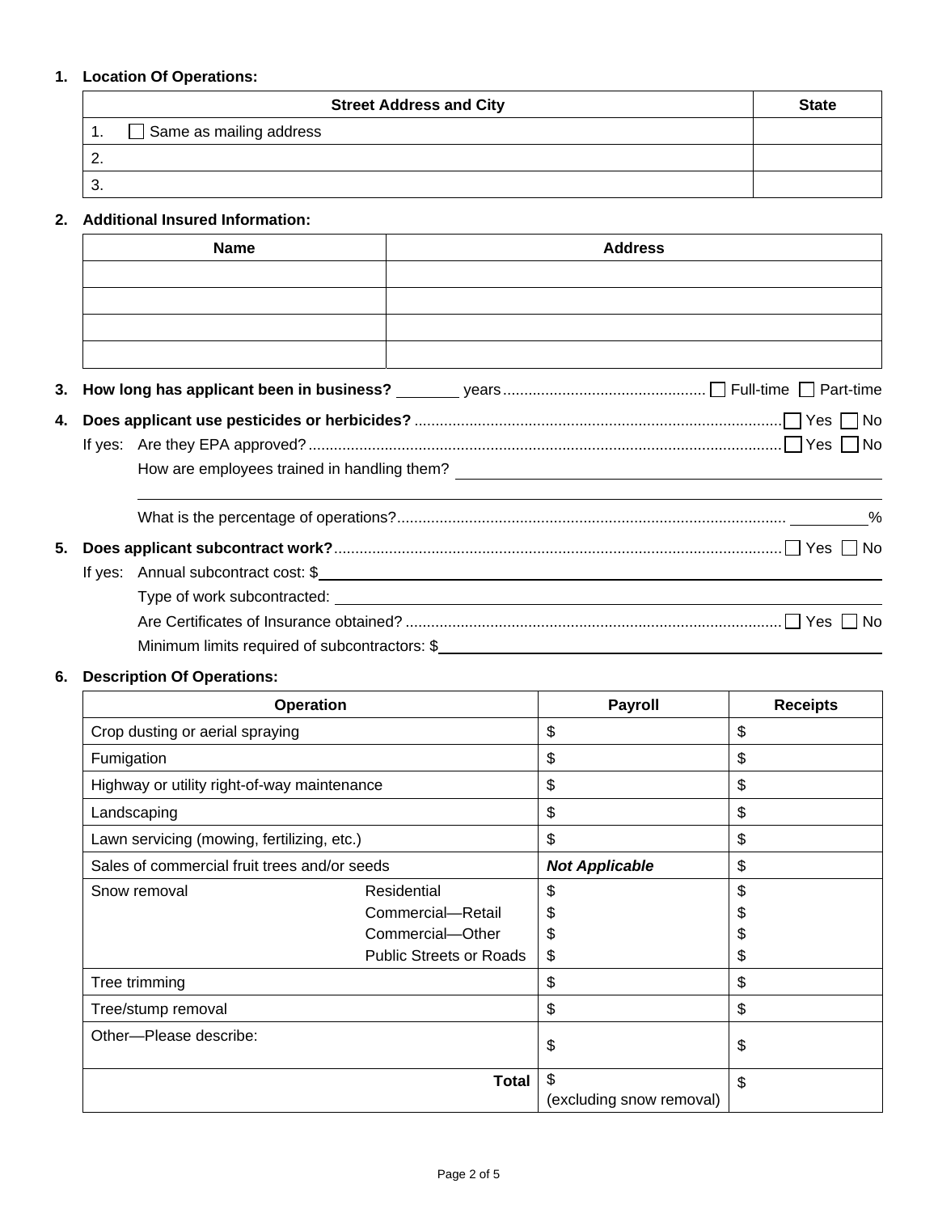**1. Location Of Operations:**

| Street Address and City | State |
|---|---|
| 1. ☐ Same as mailing address | |
| 2. | |
| 3. | |

**2. Additional Insured Information:**

| Name | Address |
|---|---|
| | |
| | |
| | |
| | |

**3. How long has applicant been in business?** ________ years ............................................... ☐ Full-time ☐ Part-time

**4. Does applicant use pesticides or herbicides?** ........................................................................................ ☐ Yes ☐ No

If yes: Are they EPA approved? ........................................................................................................ ☐ Yes ☐ No

How are employees trained in handling them? ____________________________________________

______________________________________________________________________________

What is the percentage of operations? ........................................................................................ ________%

**5. Does applicant subcontract work?** ........................................................................................................ ☐ Yes ☐ No

If yes: Annual subcontract cost: $____________________________________________________________

Type of work subcontracted: ______________________________________________________

Are Certificates of Insurance obtained? ........................................................................................ ☐ Yes ☐ No

Minimum limits required of subcontractors: $________________________________________________

**6. Description Of Operations:**

| Operation | | Payroll | Receipts |
|---|---|---|---|
| Crop dusting or aerial spraying | | $ | $ |
| Fumigation | | $ | $ |
| Highway or utility right-of-way maintenance | | $ | $ |
| Landscaping | | $ | $ |
| Lawn servicing (mowing, fertilizing, etc.) | | $ | $ |
| Sales of commercial fruit trees and/or seeds | | ***Not Applicable*** | $ |
| Snow removal | Residential | $ | $ |
| | Commercial—Retail | $ | $ |
| | Commercial—Other | $ | $ |
| | Public Streets or Roads | $ | $ |
| Tree trimming | | $ | $ |
| Tree/stump removal | | $ | $ |
| Other—Please describe: | | $ | $ |
| | **Total** | $ (excluding snow removal) | $ |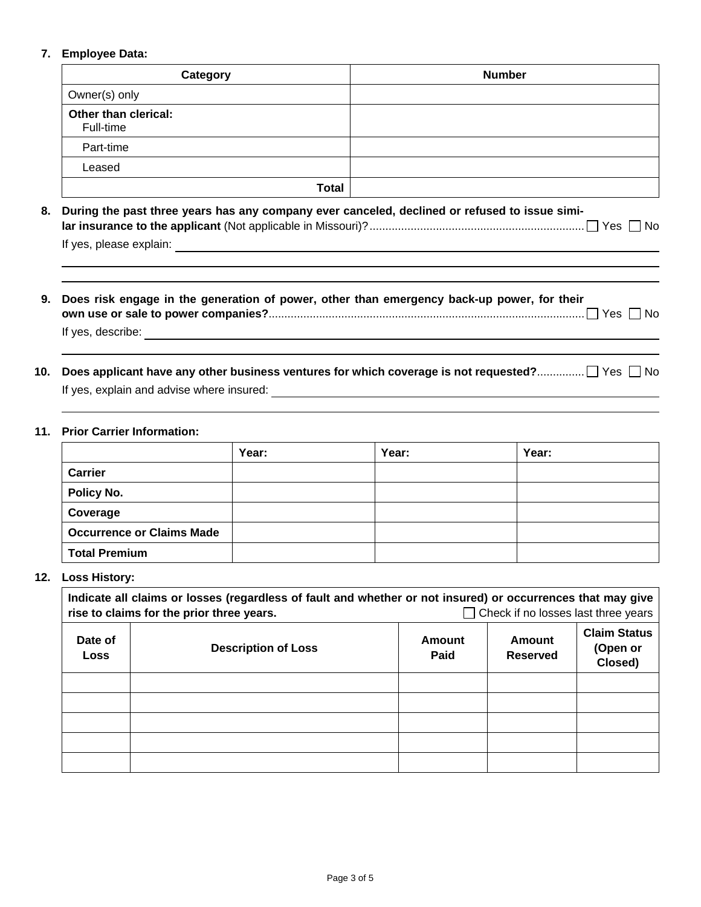**7. Employee Data:**

| Category | Number |
|---|---|
| Owner(s) only | |
| **Other than clerical:** Full-time | |
| Part-time | |
| Leased | |
| **Total** | |

**8. During the past three years has any company ever canceled, declined or refused to issue similar insurance to the applicant** (Not applicable in Missouri)? ☐ Yes ☐ No

If yes, please explain: ______________________________

**9. Does risk engage in the generation of power, other than emergency back-up power, for their own use or sale to power companies?** ☐ Yes ☐ No

If yes, describe: ______________________________

**10. Does applicant have any other business ventures for which coverage is not requested?** ☐ Yes ☐ No

If yes, explain and advise where insured: ______________________________

**11. Prior Carrier Information:**

| | Year: | Year: | Year: |
|---|---|---|---|
| **Carrier** | | | |
| **Policy No.** | | | |
| **Coverage** | | | |
| **Occurrence or Claims Made** | | | |
| **Total Premium** | | | |

**12. Loss History:**

**Indicate all claims or losses (regardless of fault and whether or not insured) or occurrences that may give rise to claims for the prior three years.** ☐ Check if no losses last three years

| Date of Loss | Description of Loss | Amount Paid | Amount Reserved | Claim Status (Open or Closed) |
|---|---|---|---|---|
| | | | | |
| | | | | |
| | | | | |
| | | | | |
| | | | | |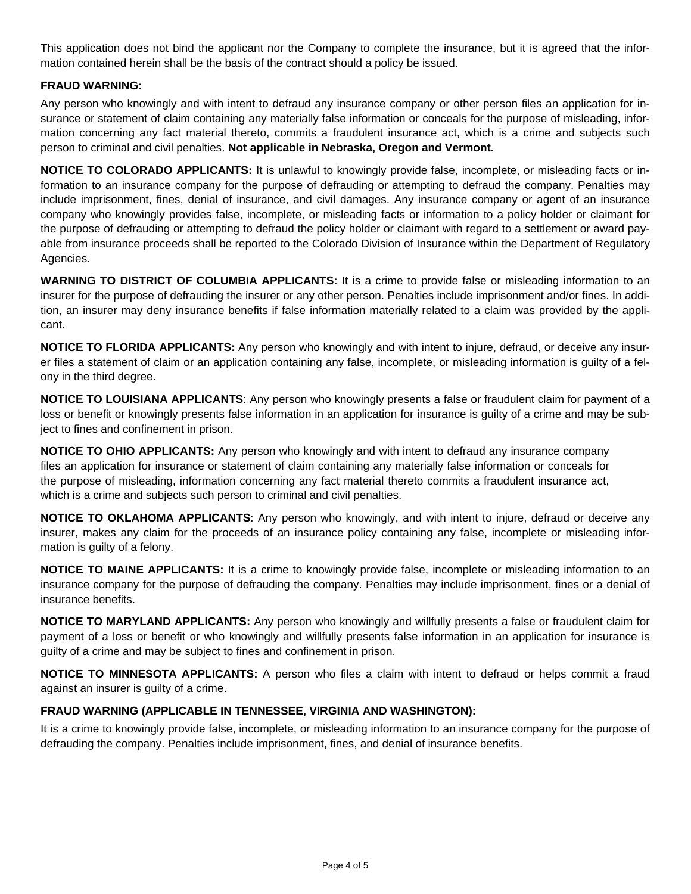This application does not bind the applicant nor the Company to complete the insurance, but it is agreed that the information contained herein shall be the basis of the contract should a policy be issued.

**FRAUD WARNING:**

Any person who knowingly and with intent to defraud any insurance company or other person files an application for insurance or statement of claim containing any materially false information or conceals for the purpose of misleading, information concerning any fact material thereto, commits a fraudulent insurance act, which is a crime and subjects such person to criminal and civil penalties. **Not applicable in Nebraska, Oregon and Vermont.**

**NOTICE TO COLORADO APPLICANTS:** It is unlawful to knowingly provide false, incomplete, or misleading facts or information to an insurance company for the purpose of defrauding or attempting to defraud the company. Penalties may include imprisonment, fines, denial of insurance, and civil damages. Any insurance company or agent of an insurance company who knowingly provides false, incomplete, or misleading facts or information to a policy holder or claimant for the purpose of defrauding or attempting to defraud the policy holder or claimant with regard to a settlement or award payable from insurance proceeds shall be reported to the Colorado Division of Insurance within the Department of Regulatory Agencies.

**WARNING TO DISTRICT OF COLUMBIA APPLICANTS:** It is a crime to provide false or misleading information to an insurer for the purpose of defrauding the insurer or any other person. Penalties include imprisonment and/or fines. In addition, an insurer may deny insurance benefits if false information materially related to a claim was provided by the applicant.

**NOTICE TO FLORIDA APPLICANTS:** Any person who knowingly and with intent to injure, defraud, or deceive any insurer files a statement of claim or an application containing any false, incomplete, or misleading information is guilty of a felony in the third degree.

**NOTICE TO LOUISIANA APPLICANTS**: Any person who knowingly presents a false or fraudulent claim for payment of a loss or benefit or knowingly presents false information in an application for insurance is guilty of a crime and may be subject to fines and confinement in prison.

**NOTICE TO OHIO APPLICANTS:** Any person who knowingly and with intent to defraud any insurance company files an application for insurance or statement of claim containing any materially false information or conceals for the purpose of misleading, information concerning any fact material thereto commits a fraudulent insurance act, which is a crime and subjects such person to criminal and civil penalties.

**NOTICE TO OKLAHOMA APPLICANTS**: Any person who knowingly, and with intent to injure, defraud or deceive any insurer, makes any claim for the proceeds of an insurance policy containing any false, incomplete or misleading information is guilty of a felony.

**NOTICE TO MAINE APPLICANTS:** It is a crime to knowingly provide false, incomplete or misleading information to an insurance company for the purpose of defrauding the company. Penalties may include imprisonment, fines or a denial of insurance benefits.

**NOTICE TO MARYLAND APPLICANTS:** Any person who knowingly and willfully presents a false or fraudulent claim for payment of a loss or benefit or who knowingly and willfully presents false information in an application for insurance is guilty of a crime and may be subject to fines and confinement in prison.

**NOTICE TO MINNESOTA APPLICANTS:** A person who files a claim with intent to defraud or helps commit a fraud against an insurer is guilty of a crime.

**FRAUD WARNING (APPLICABLE IN TENNESSEE, VIRGINIA AND WASHINGTON):**

It is a crime to knowingly provide false, incomplete, or misleading information to an insurance company for the purpose of defrauding the company. Penalties include imprisonment, fines, and denial of insurance benefits.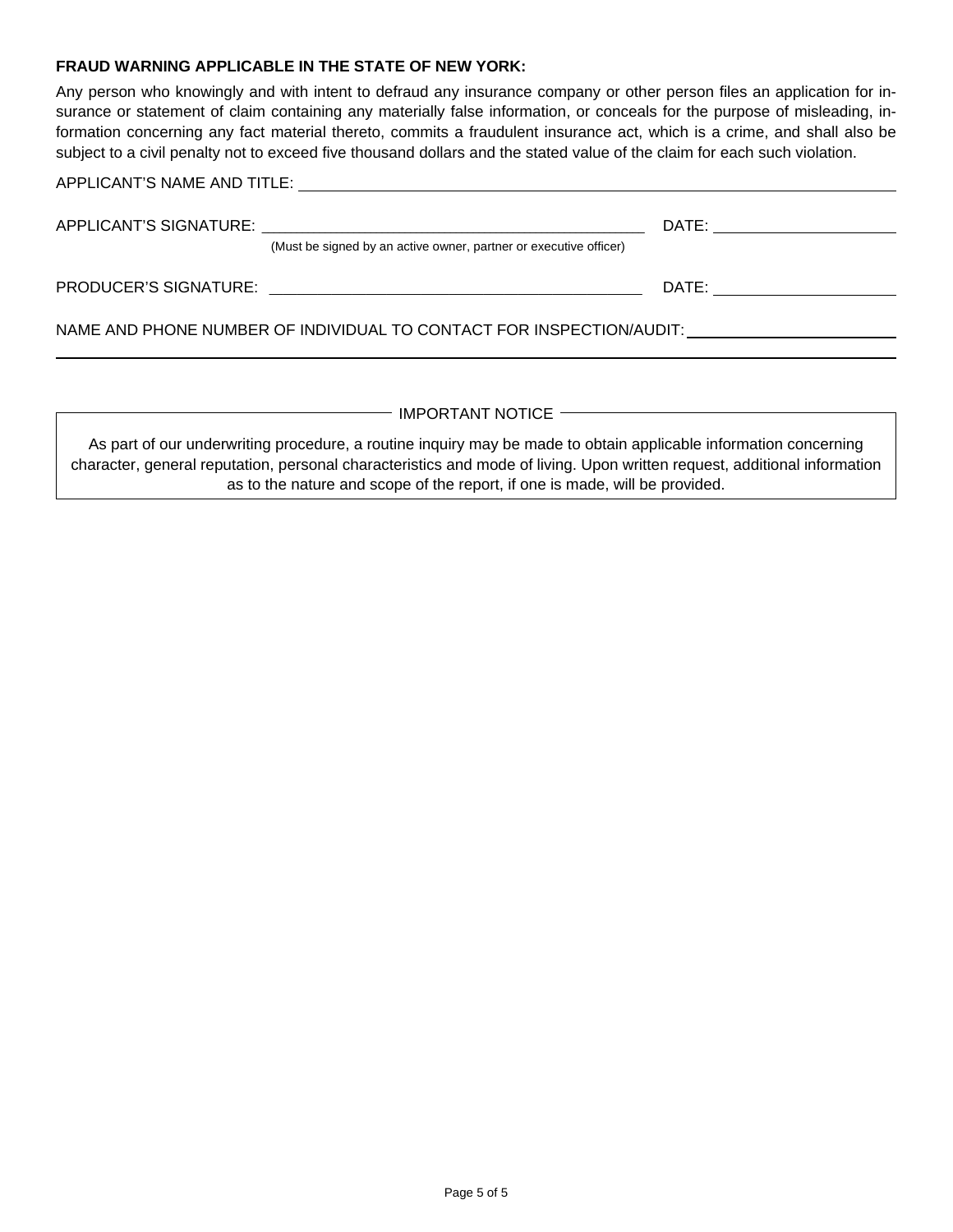**FRAUD WARNING APPLICABLE IN THE STATE OF NEW YORK:**

Any person who knowingly and with intent to defraud any insurance company or other person files an application for insurance or statement of claim containing any materially false information, or conceals for the purpose of misleading, information concerning any fact material thereto, commits a fraudulent insurance act, which is a crime, and shall also be subject to a civil penalty not to exceed five thousand dollars and the stated value of the claim for each such violation.

APPLICANT'S NAME AND TITLE: ______________________________________________

APPLICANT'S SIGNATURE: ______________________________ DATE: ________________
(Must be signed by an active owner, partner or executive officer)

PRODUCER'S SIGNATURE: ______________________________ DATE: ________________

NAME AND PHONE NUMBER OF INDIVIDUAL TO CONTACT FOR INSPECTION/AUDIT: ________________

______________________________________________

**IMPORTANT NOTICE**

As part of our underwriting procedure, a routine inquiry may be made to obtain applicable information concerning character, general reputation, personal characteristics and mode of living. Upon written request, additional information as to the nature and scope of the report, if one is made, will be provided.